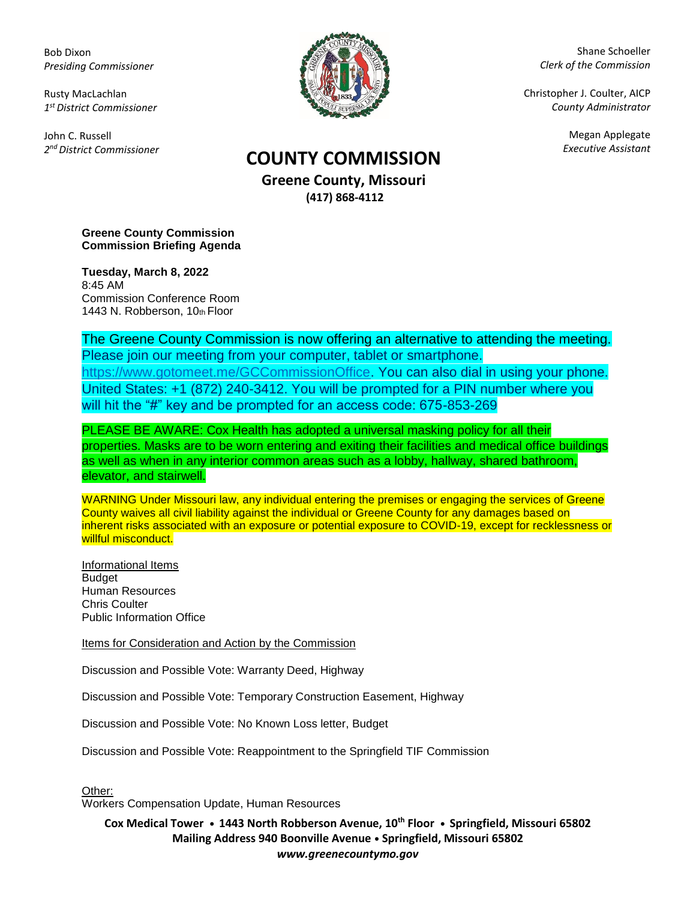Bob Dixon
*Presiding Commissioner*

Rusty MacLachlan
*1st District Commissioner*

John C. Russell
*2nd District Commissioner*

Shane Schoeller
*Clerk of the Commission*

Christopher J. Coulter, AICP
*County Administrator*

Megan Applegate
*Executive Assistant*

# COUNTY COMMISSION

## Greene County, Missouri

**(417) 868-4112**

**Greene County Commission**
**Commission Briefing Agenda**

**Tuesday, March 8, 2022**
8:45 AM
Commission Conference Room
1443 N. Robberson, 10th Floor

The Greene County Commission is now offering an alternative to attending the meeting. Please join our meeting from your computer, tablet or smartphone. https://www.gotomeet.me/GCCommissionOffice. You can also dial in using your phone. United States: +1 (872) 240-3412. You will be prompted for a PIN number where you will hit the "#" key and be prompted for an access code: 675-853-269

PLEASE BE AWARE: Cox Health has adopted a universal masking policy for all their properties. Masks are to be worn entering and exiting their facilities and medical office buildings as well as when in any interior common areas such as a lobby, hallway, shared bathroom, elevator, and stairwell.

WARNING Under Missouri law, any individual entering the premises or engaging the services of Greene County waives all civil liability against the individual or Greene County for any damages based on inherent risks associated with an exposure or potential exposure to COVID-19, except for recklessness or willful misconduct.

Informational Items
Budget
Human Resources
Chris Coulter
Public Information Office

Items for Consideration and Action by the Commission

Discussion and Possible Vote: Warranty Deed, Highway

Discussion and Possible Vote: Temporary Construction Easement, Highway

Discussion and Possible Vote: No Known Loss letter, Budget

Discussion and Possible Vote: Reappointment to the Springfield TIF Commission

Other:
Workers Compensation Update, Human Resources

**Cox Medical Tower • 1443 North Robberson Avenue, 10th Floor • Springfield, Missouri 65802**
**Mailing Address 940 Boonville Avenue • Springfield, Missouri 65802**
***www.greenecountymo.gov***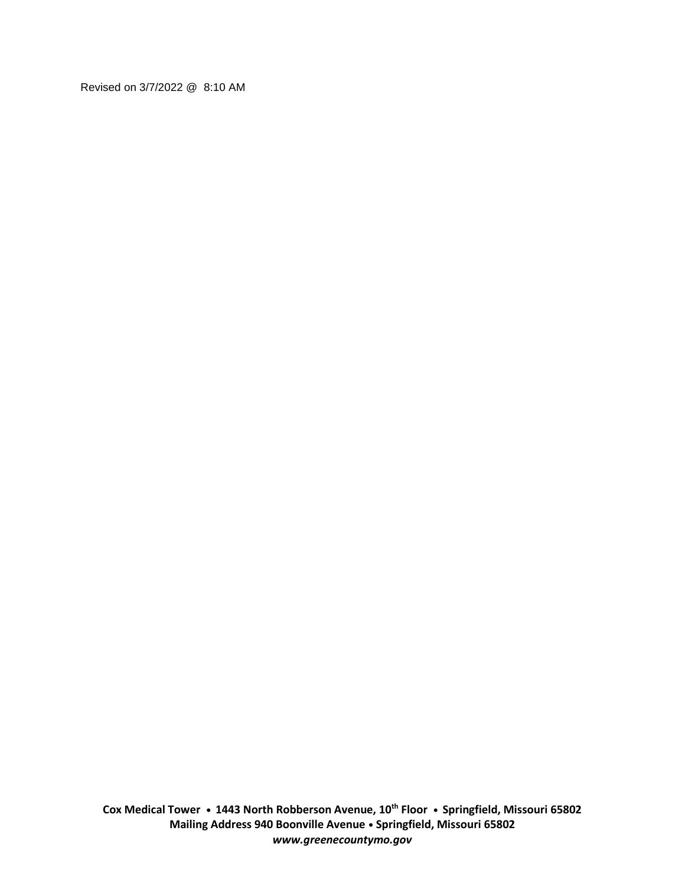Revised on 3/7/2022 @ 8:10 AM

**Cox Medical Tower • 1443 North Robberson Avenue, 10th Floor • Springfield, Missouri 65802**
**Mailing Address 940 Boonville Avenue • Springfield, Missouri 65802**
***www.greenecountymo.gov***